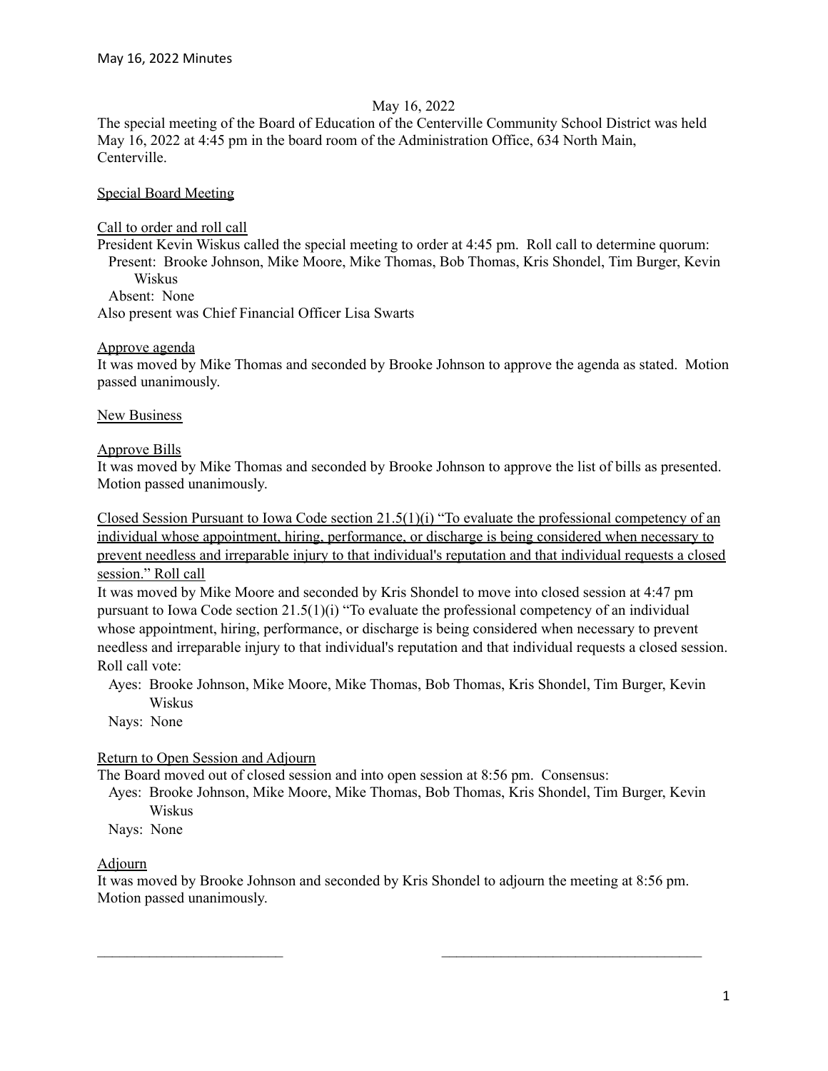May 16, 2022

The special meeting of the Board of Education of the Centerville Community School District was held May 16, 2022 at 4:45 pm in the board room of the Administration Office, 634 North Main, Centerville.

<u>Special Board Meeting</u>

<u>Call to order and roll call</u>

President Kevin Wiskus called the special meeting to order at 4:45 pm. Roll call to determine quorum:

Present: Brooke Johnson, Mike Moore, Mike Thomas, Bob Thomas, Kris Shondel, Tim Burger, Kevin Wiskus

Absent: None

Also present was Chief Financial Officer Lisa Swarts

<u>Approve agenda</u>

It was moved by Mike Thomas and seconded by Brooke Johnson to approve the agenda as stated. Motion passed unanimously.

<u>New Business</u>

<u>Approve Bills</u>

It was moved by Mike Thomas and seconded by Brooke Johnson to approve the list of bills as presented. Motion passed unanimously.

<u>Closed Session Pursuant to Iowa Code section 21.5(1)(i) "To evaluate the professional competency of an individual whose appointment, hiring, performance, or discharge is being considered when necessary to prevent needless and irreparable injury to that individual's reputation and that individual requests a closed session." Roll call</u>

It was moved by Mike Moore and seconded by Kris Shondel to move into closed session at 4:47 pm pursuant to Iowa Code section 21.5(1)(i) "To evaluate the professional competency of an individual whose appointment, hiring, performance, or discharge is being considered when necessary to prevent needless and irreparable injury to that individual's reputation and that individual requests a closed session. Roll call vote:

Ayes: Brooke Johnson, Mike Moore, Mike Thomas, Bob Thomas, Kris Shondel, Tim Burger, Kevin Wiskus

Nays: None

<u>Return to Open Session and Adjourn</u>

The Board moved out of closed session and into open session at 8:56 pm. Consensus:

Ayes: Brooke Johnson, Mike Moore, Mike Thomas, Bob Thomas, Kris Shondel, Tim Burger, Kevin Wiskus

Nays: None

<u>Adjourn</u>

It was moved by Brooke Johnson and seconded by Kris Shondel to adjourn the meeting at 8:56 pm. Motion passed unanimously.

\_\_\_\_\_\_\_\_\_\_\_\_\_\_\_\_\_\_\_\_\_\_\_\_\_\_ \_\_\_\_\_\_\_\_\_\_\_\_\_\_\_\_\_\_\_\_\_\_\_\_\_\_\_\_\_\_\_\_\_\_\_\_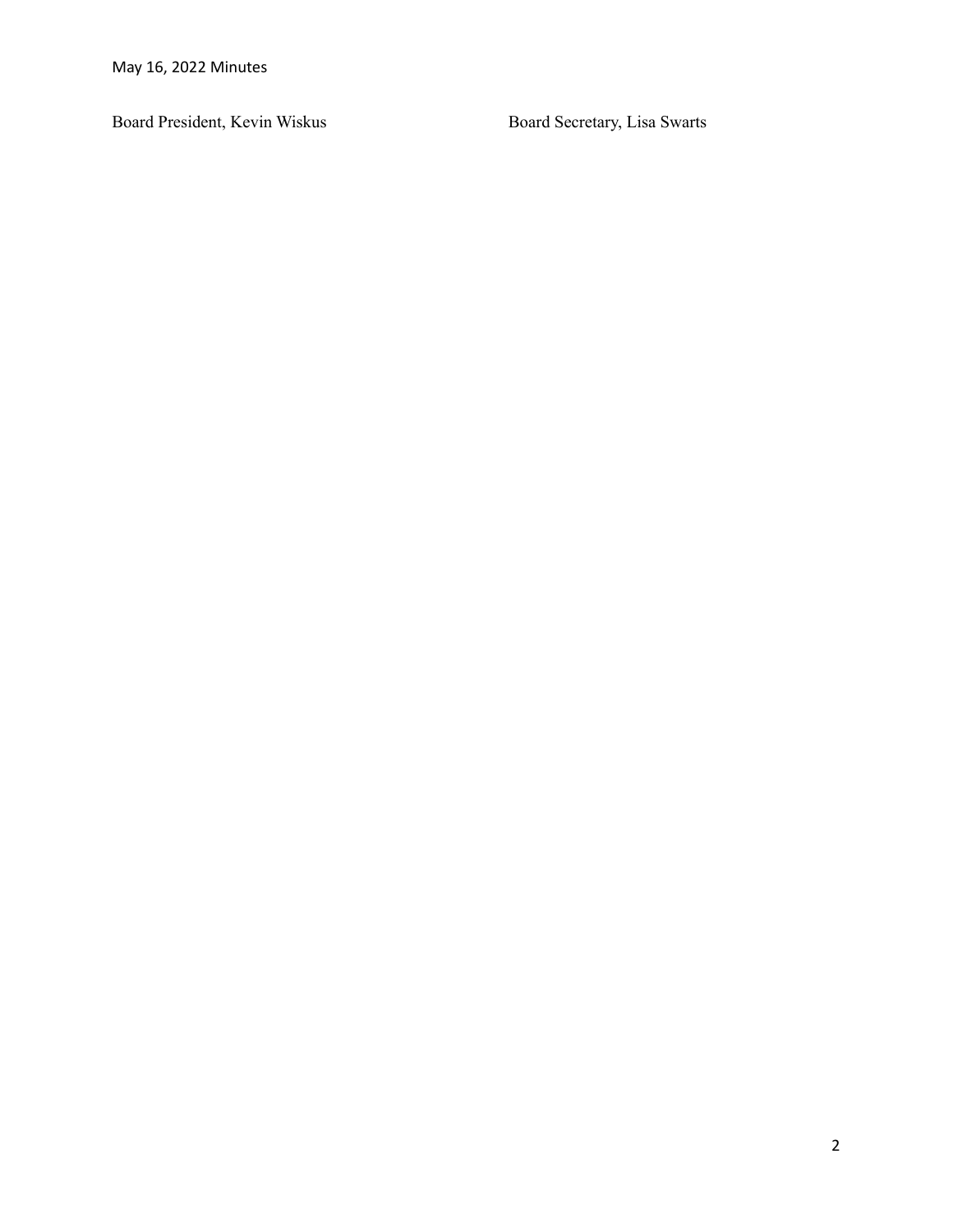Board President, Kevin Wiskus

Board Secretary, Lisa Swarts